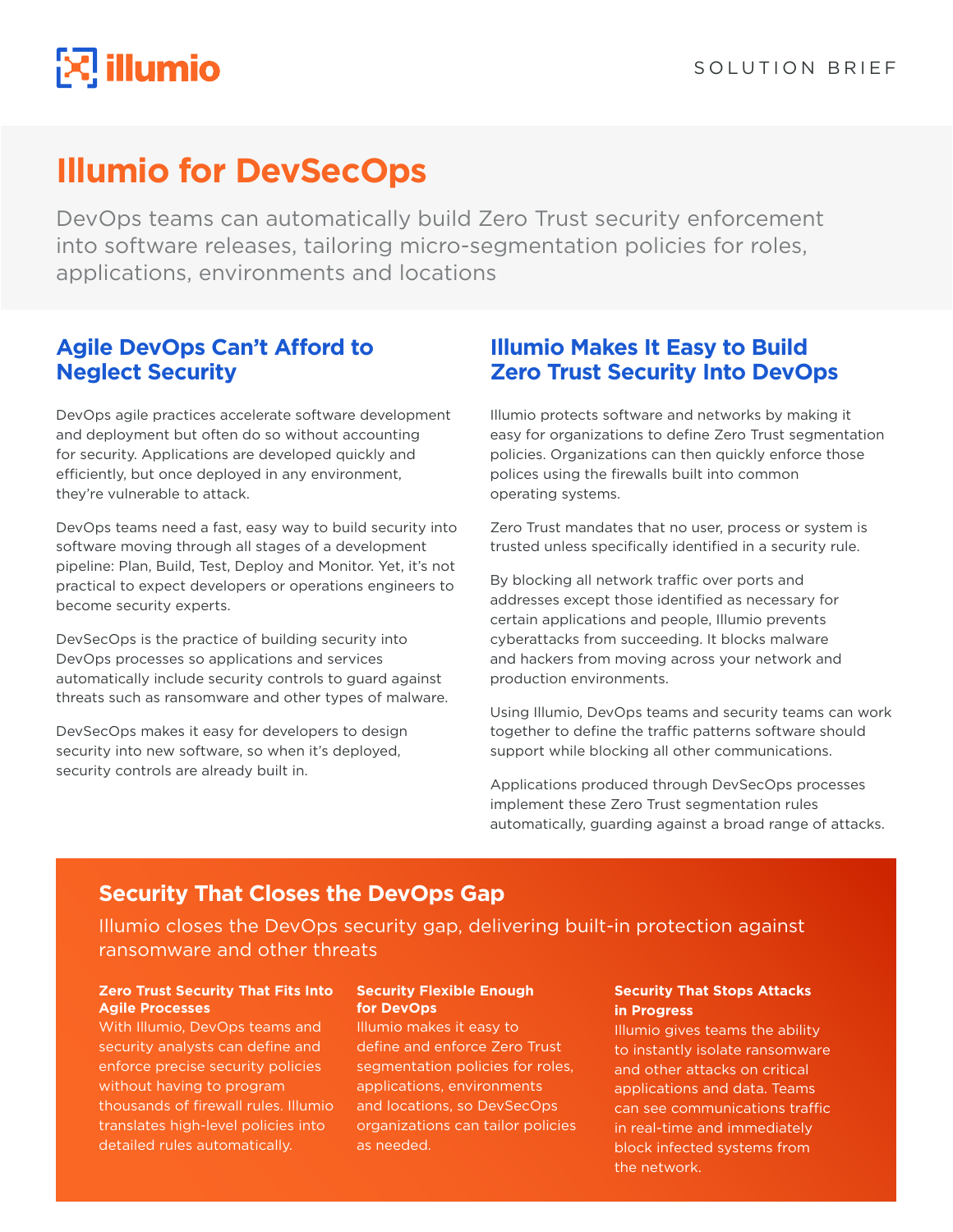illumio

SOLUTION BRIEF

# Illumio for DevSecOps

DevOps teams can automatically build Zero Trust security enforcement into software releases, tailoring micro-segmentation policies for roles, applications, environments and locations

## Agile DevOps Can't Afford to Neglect Security

DevOps agile practices accelerate software development and deployment but often do so without accounting for security. Applications are developed quickly and efficiently, but once deployed in any environment, they're vulnerable to attack.

DevOps teams need a fast, easy way to build security into software moving through all stages of a development pipeline: Plan, Build, Test, Deploy and Monitor. Yet, it's not practical to expect developers or operations engineers to become security experts.

DevSecOps is the practice of building security into DevOps processes so applications and services automatically include security controls to guard against threats such as ransomware and other types of malware.

DevSecOps makes it easy for developers to design security into new software, so when it's deployed, security controls are already built in.

## Illumio Makes It Easy to Build Zero Trust Security Into DevOps

Illumio protects software and networks by making it easy for organizations to define Zero Trust segmentation policies. Organizations can then quickly enforce those polices using the firewalls built into common operating systems.

Zero Trust mandates that no user, process or system is trusted unless specifically identified in a security rule.

By blocking all network traffic over ports and addresses except those identified as necessary for certain applications and people, Illumio prevents cyberattacks from succeeding. It blocks malware and hackers from moving across your network and production environments.

Using Illumio, DevOps teams and security teams can work together to define the traffic patterns software should support while blocking all other communications.

Applications produced through DevSecOps processes implement these Zero Trust segmentation rules automatically, guarding against a broad range of attacks.

## Security That Closes the DevOps Gap

Illumio closes the DevOps security gap, delivering built-in protection against ransomware and other threats

**Zero Trust Security That Fits Into Agile Processes**
With Illumio, DevOps teams and security analysts can define and enforce precise security policies without having to program thousands of firewall rules. Illumio translates high-level policies into detailed rules automatically.

**Security Flexible Enough for DevOps**
Illumio makes it easy to define and enforce Zero Trust segmentation policies for roles, applications, environments and locations, so DevSecOps organizations can tailor policies as needed.

**Security That Stops Attacks in Progress**
Illumio gives teams the ability to instantly isolate ransomware and other attacks on critical applications and data. Teams can see communications traffic in real-time and immediately block infected systems from the network.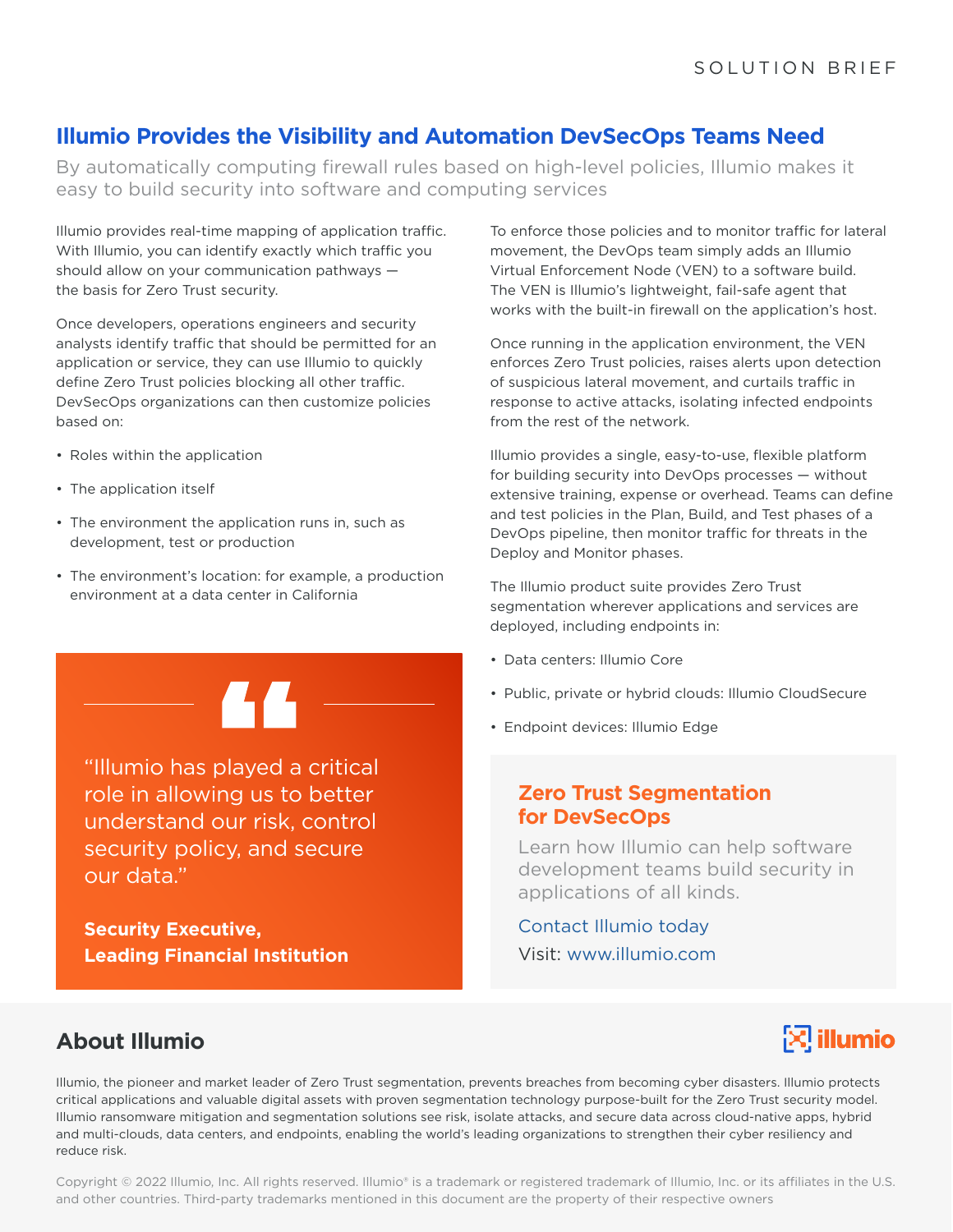SOLUTION BRIEF

# Illumio Provides the Visibility and Automation DevSecOps Teams Need

By automatically computing firewall rules based on high-level policies, Illumio makes it easy to build security into software and computing services

Illumio provides real-time mapping of application traffic. With Illumio, you can identify exactly which traffic you should allow on your communication pathways — the basis for Zero Trust security.

Once developers, operations engineers and security analysts identify traffic that should be permitted for an application or service, they can use Illumio to quickly define Zero Trust policies blocking all other traffic. DevSecOps organizations can then customize policies based on:

- Roles within the application
- The application itself
- The environment the application runs in, such as development, test or production
- The environment's location: for example, a production environment at a data center in California

> "Illumio has played a critical role in allowing us to better understand our risk, control security policy, and secure our data."
>
> **Security Executive, Leading Financial Institution**

To enforce those policies and to monitor traffic for lateral movement, the DevOps team simply adds an Illumio Virtual Enforcement Node (VEN) to a software build. The VEN is Illumio's lightweight, fail-safe agent that works with the built-in firewall on the application's host.

Once running in the application environment, the VEN enforces Zero Trust policies, raises alerts upon detection of suspicious lateral movement, and curtails traffic in response to active attacks, isolating infected endpoints from the rest of the network.

Illumio provides a single, easy-to-use, flexible platform for building security into DevOps processes — without extensive training, expense or overhead. Teams can define and test policies in the Plan, Build, and Test phases of a DevOps pipeline, then monitor traffic for threats in the Deploy and Monitor phases.

The Illumio product suite provides Zero Trust segmentation wherever applications and services are deployed, including endpoints in:

- Data centers: Illumio Core
- Public, private or hybrid clouds: Illumio CloudSecure
- Endpoint devices: Illumio Edge

### Zero Trust Segmentation for DevSecOps

Learn how Illumio can help software development teams build security in applications of all kinds.

Contact Illumio today

Visit: www.illumio.com

## About Illumio

Illumio, the pioneer and market leader of Zero Trust segmentation, prevents breaches from becoming cyber disasters. Illumio protects critical applications and valuable digital assets with proven segmentation technology purpose-built for the Zero Trust security model. Illumio ransomware mitigation and segmentation solutions see risk, isolate attacks, and secure data across cloud-native apps, hybrid and multi-clouds, data centers, and endpoints, enabling the world's leading organizations to strengthen their cyber resiliency and reduce risk.

Copyright © 2022 Illumio, Inc. All rights reserved. Illumio® is a trademark or registered trademark of Illumio, Inc. or its affiliates in the U.S. and other countries. Third-party trademarks mentioned in this document are the property of their respective owners